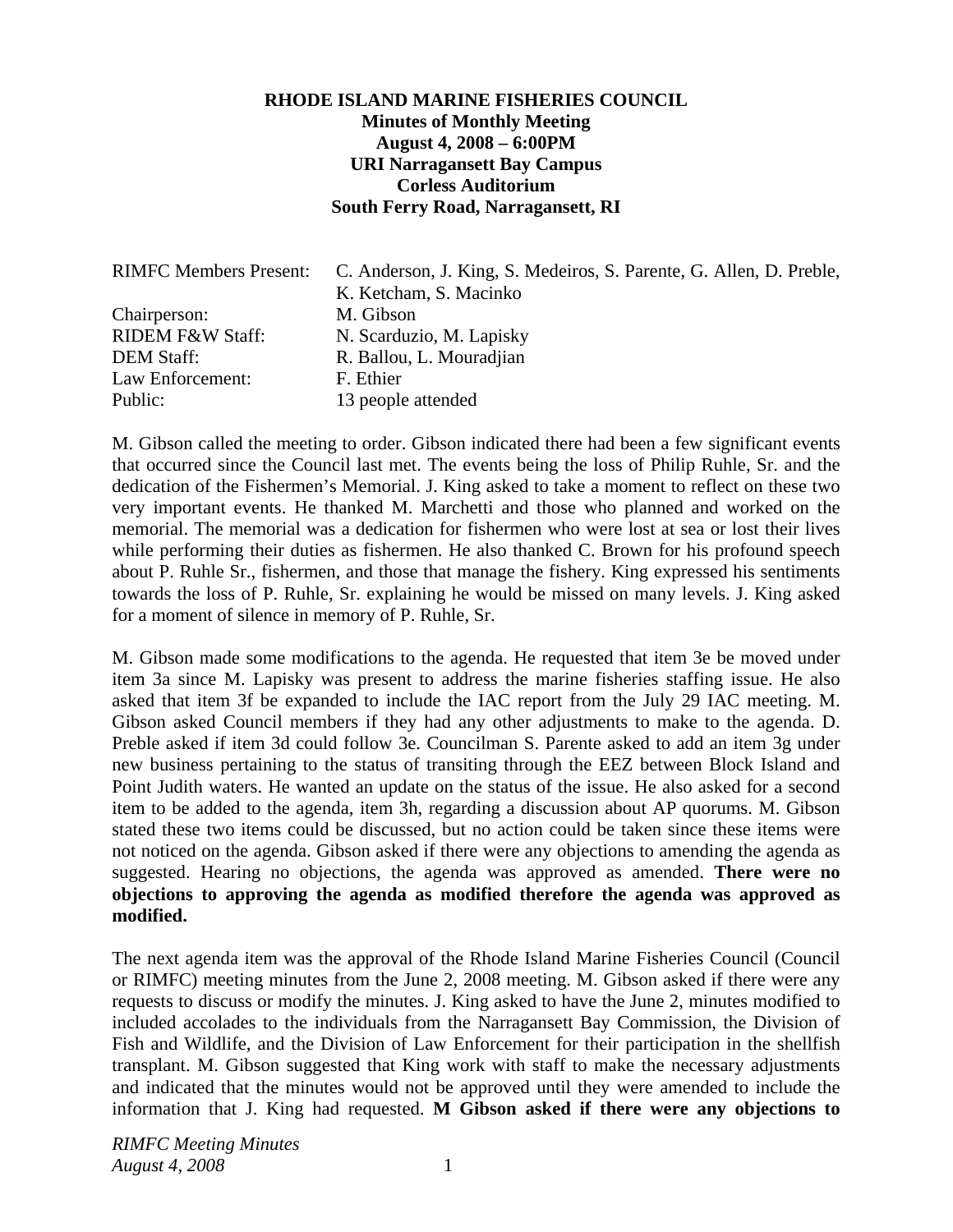**RHODE ISLAND MARINE FISHERIES COUNCIL**
**Minutes of Monthly Meeting**
**August 4, 2008 – 6:00PM**
**URI Narragansett Bay Campus**
**Corless Auditorium**
**South Ferry Road, Narragansett, RI**

| | |
|---|---|
| RIMFC Members Present: | C. Anderson, J. King, S. Medeiros, S. Parente, G. Allen, D. Preble, K. Ketcham, S. Macinko |
| Chairperson: | M. Gibson |
| RIDEM F&W Staff: | N. Scarduzio, M. Lapisky |
| DEM Staff: | R. Ballou, L. Mouradjian |
| Law Enforcement: | F. Ethier |
| Public: | 13 people attended |

M. Gibson called the meeting to order. Gibson indicated there had been a few significant events that occurred since the Council last met. The events being the loss of Philip Ruhle, Sr. and the dedication of the Fishermen's Memorial. J. King asked to take a moment to reflect on these two very important events. He thanked M. Marchetti and those who planned and worked on the memorial. The memorial was a dedication for fishermen who were lost at sea or lost their lives while performing their duties as fishermen. He also thanked C. Brown for his profound speech about P. Ruhle Sr., fishermen, and those that manage the fishery. King expressed his sentiments towards the loss of P. Ruhle, Sr. explaining he would be missed on many levels. J. King asked for a moment of silence in memory of P. Ruhle, Sr.

M. Gibson made some modifications to the agenda. He requested that item 3e be moved under item 3a since M. Lapisky was present to address the marine fisheries staffing issue. He also asked that item 3f be expanded to include the IAC report from the July 29 IAC meeting. M. Gibson asked Council members if they had any other adjustments to make to the agenda. D. Preble asked if item 3d could follow 3e. Councilman S. Parente asked to add an item 3g under new business pertaining to the status of transiting through the EEZ between Block Island and Point Judith waters. He wanted an update on the status of the issue. He also asked for a second item to be added to the agenda, item 3h, regarding a discussion about AP quorums. M. Gibson stated these two items could be discussed, but no action could be taken since these items were not noticed on the agenda. Gibson asked if there were any objections to amending the agenda as suggested. Hearing no objections, the agenda was approved as amended. **There were no objections to approving the agenda as modified therefore the agenda was approved as modified.**

The next agenda item was the approval of the Rhode Island Marine Fisheries Council (Council or RIMFC) meeting minutes from the June 2, 2008 meeting. M. Gibson asked if there were any requests to discuss or modify the minutes. J. King asked to have the June 2, minutes modified to included accolades to the individuals from the Narragansett Bay Commission, the Division of Fish and Wildlife, and the Division of Law Enforcement for their participation in the shellfish transplant. M. Gibson suggested that King work with staff to make the necessary adjustments and indicated that the minutes would not be approved until they were amended to include the information that J. King had requested. **M Gibson asked if there were any objections to**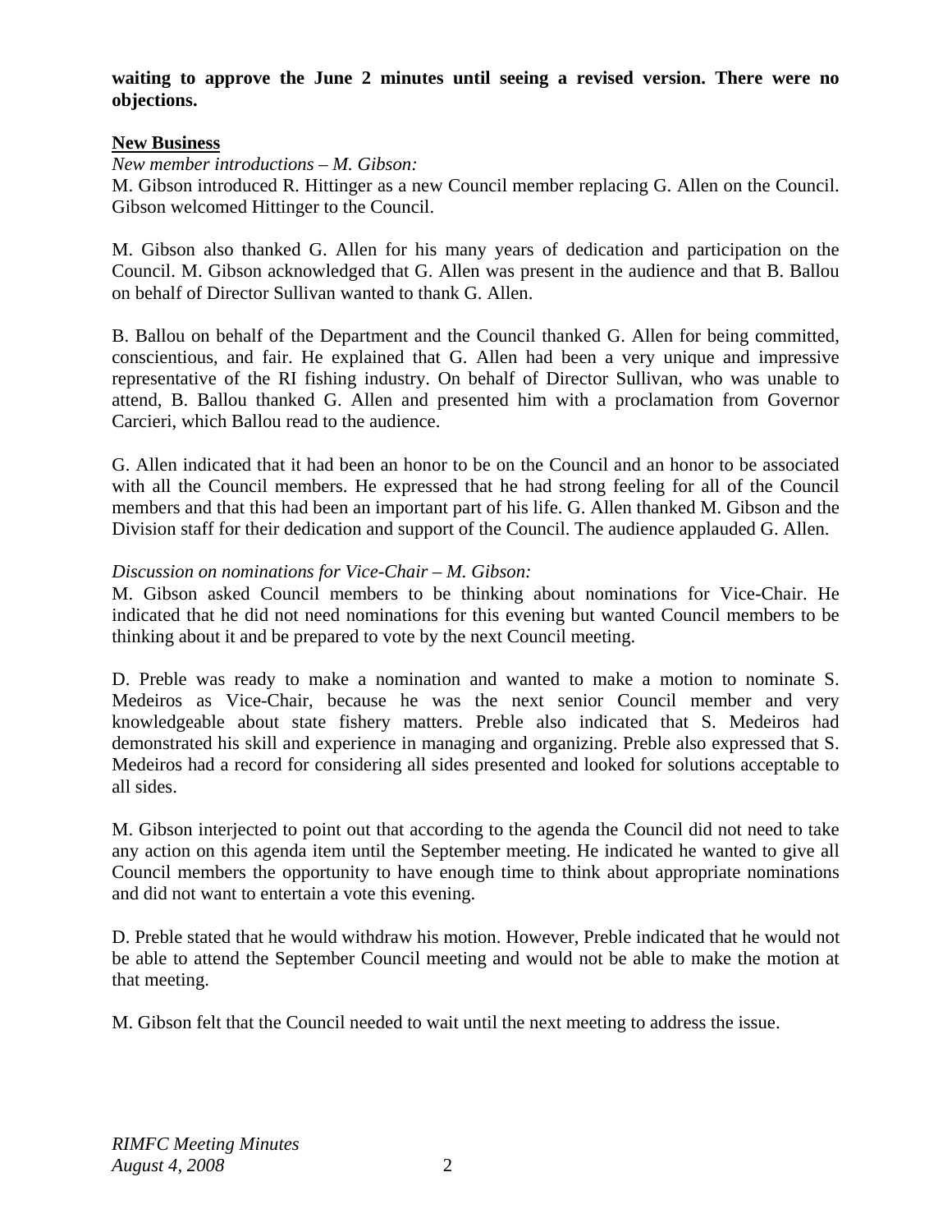**waiting to approve the June 2 minutes until seeing a revised version. There were no objections.**

**New Business**

*New member introductions – M. Gibson:*

M. Gibson introduced R. Hittinger as a new Council member replacing G. Allen on the Council. Gibson welcomed Hittinger to the Council.

M. Gibson also thanked G. Allen for his many years of dedication and participation on the Council. M. Gibson acknowledged that G. Allen was present in the audience and that B. Ballou on behalf of Director Sullivan wanted to thank G. Allen.

B. Ballou on behalf of the Department and the Council thanked G. Allen for being committed, conscientious, and fair. He explained that G. Allen had been a very unique and impressive representative of the RI fishing industry. On behalf of Director Sullivan, who was unable to attend, B. Ballou thanked G. Allen and presented him with a proclamation from Governor Carcieri, which Ballou read to the audience.

G. Allen indicated that it had been an honor to be on the Council and an honor to be associated with all the Council members. He expressed that he had strong feeling for all of the Council members and that this had been an important part of his life. G. Allen thanked M. Gibson and the Division staff for their dedication and support of the Council. The audience applauded G. Allen.

*Discussion on nominations for Vice-Chair – M. Gibson:*

M. Gibson asked Council members to be thinking about nominations for Vice-Chair. He indicated that he did not need nominations for this evening but wanted Council members to be thinking about it and be prepared to vote by the next Council meeting.

D. Preble was ready to make a nomination and wanted to make a motion to nominate S. Medeiros as Vice-Chair, because he was the next senior Council member and very knowledgeable about state fishery matters. Preble also indicated that S. Medeiros had demonstrated his skill and experience in managing and organizing. Preble also expressed that S. Medeiros had a record for considering all sides presented and looked for solutions acceptable to all sides.

M. Gibson interjected to point out that according to the agenda the Council did not need to take any action on this agenda item until the September meeting. He indicated he wanted to give all Council members the opportunity to have enough time to think about appropriate nominations and did not want to entertain a vote this evening.

D. Preble stated that he would withdraw his motion. However, Preble indicated that he would not be able to attend the September Council meeting and would not be able to make the motion at that meeting.

M. Gibson felt that the Council needed to wait until the next meeting to address the issue.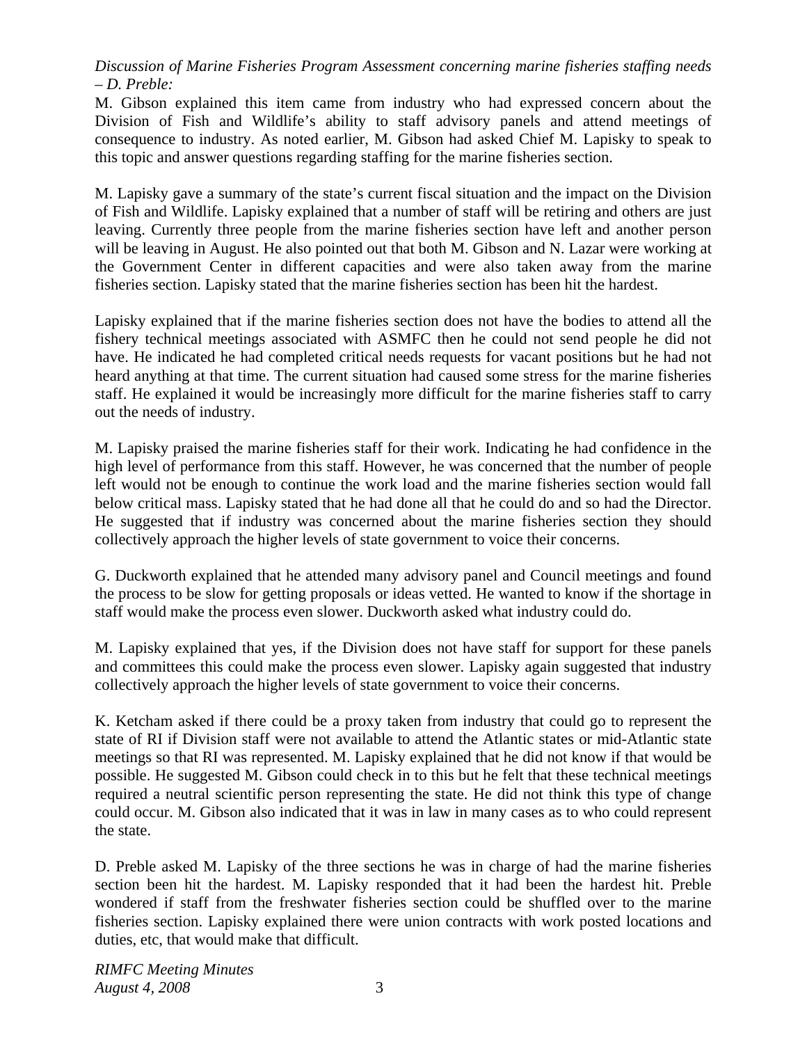*Discussion of Marine Fisheries Program Assessment concerning marine fisheries staffing needs – D. Preble:*

M. Gibson explained this item came from industry who had expressed concern about the Division of Fish and Wildlife's ability to staff advisory panels and attend meetings of consequence to industry. As noted earlier, M. Gibson had asked Chief M. Lapisky to speak to this topic and answer questions regarding staffing for the marine fisheries section.

M. Lapisky gave a summary of the state's current fiscal situation and the impact on the Division of Fish and Wildlife. Lapisky explained that a number of staff will be retiring and others are just leaving. Currently three people from the marine fisheries section have left and another person will be leaving in August. He also pointed out that both M. Gibson and N. Lazar were working at the Government Center in different capacities and were also taken away from the marine fisheries section. Lapisky stated that the marine fisheries section has been hit the hardest.

Lapisky explained that if the marine fisheries section does not have the bodies to attend all the fishery technical meetings associated with ASMFC then he could not send people he did not have. He indicated he had completed critical needs requests for vacant positions but he had not heard anything at that time. The current situation had caused some stress for the marine fisheries staff. He explained it would be increasingly more difficult for the marine fisheries staff to carry out the needs of industry.

M. Lapisky praised the marine fisheries staff for their work. Indicating he had confidence in the high level of performance from this staff. However, he was concerned that the number of people left would not be enough to continue the work load and the marine fisheries section would fall below critical mass. Lapisky stated that he had done all that he could do and so had the Director. He suggested that if industry was concerned about the marine fisheries section they should collectively approach the higher levels of state government to voice their concerns.

G. Duckworth explained that he attended many advisory panel and Council meetings and found the process to be slow for getting proposals or ideas vetted. He wanted to know if the shortage in staff would make the process even slower. Duckworth asked what industry could do.

M. Lapisky explained that yes, if the Division does not have staff for support for these panels and committees this could make the process even slower. Lapisky again suggested that industry collectively approach the higher levels of state government to voice their concerns.

K. Ketcham asked if there could be a proxy taken from industry that could go to represent the state of RI if Division staff were not available to attend the Atlantic states or mid-Atlantic state meetings so that RI was represented. M. Lapisky explained that he did not know if that would be possible. He suggested M. Gibson could check in to this but he felt that these technical meetings required a neutral scientific person representing the state. He did not think this type of change could occur. M. Gibson also indicated that it was in law in many cases as to who could represent the state.

D. Preble asked M. Lapisky of the three sections he was in charge of had the marine fisheries section been hit the hardest. M. Lapisky responded that it had been the hardest hit. Preble wondered if staff from the freshwater fisheries section could be shuffled over to the marine fisheries section. Lapisky explained there were union contracts with work posted locations and duties, etc, that would make that difficult.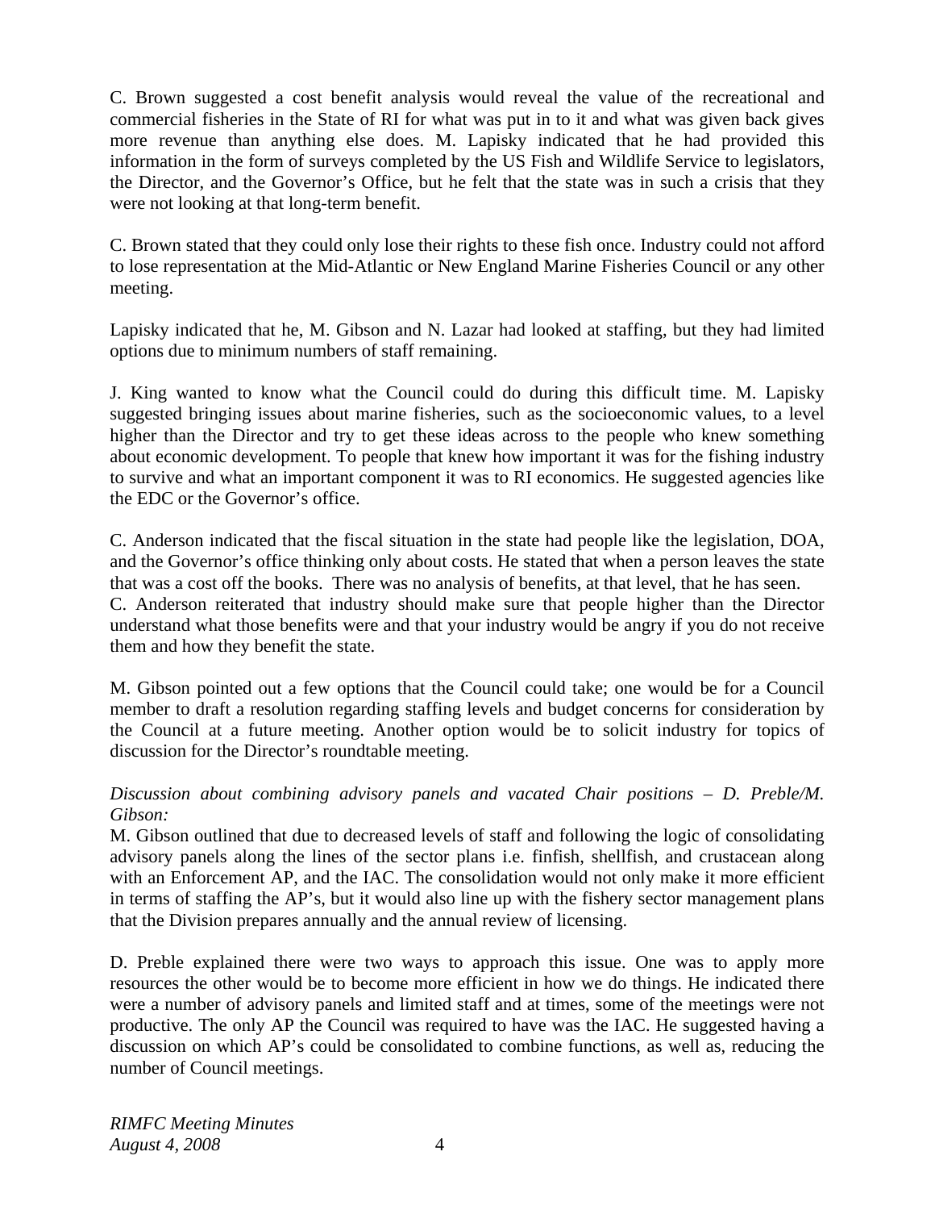C. Brown suggested a cost benefit analysis would reveal the value of the recreational and commercial fisheries in the State of RI for what was put in to it and what was given back gives more revenue than anything else does. M. Lapisky indicated that he had provided this information in the form of surveys completed by the US Fish and Wildlife Service to legislators, the Director, and the Governor's Office, but he felt that the state was in such a crisis that they were not looking at that long-term benefit.

C. Brown stated that they could only lose their rights to these fish once. Industry could not afford to lose representation at the Mid-Atlantic or New England Marine Fisheries Council or any other meeting.

Lapisky indicated that he, M. Gibson and N. Lazar had looked at staffing, but they had limited options due to minimum numbers of staff remaining.

J. King wanted to know what the Council could do during this difficult time. M. Lapisky suggested bringing issues about marine fisheries, such as the socioeconomic values, to a level higher than the Director and try to get these ideas across to the people who knew something about economic development. To people that knew how important it was for the fishing industry to survive and what an important component it was to RI economics. He suggested agencies like the EDC or the Governor's office.

C. Anderson indicated that the fiscal situation in the state had people like the legislation, DOA, and the Governor's office thinking only about costs. He stated that when a person leaves the state that was a cost off the books. There was no analysis of benefits, at that level, that he has seen.
C. Anderson reiterated that industry should make sure that people higher than the Director understand what those benefits were and that your industry would be angry if you do not receive them and how they benefit the state.

M. Gibson pointed out a few options that the Council could take; one would be for a Council member to draft a resolution regarding staffing levels and budget concerns for consideration by the Council at a future meeting. Another option would be to solicit industry for topics of discussion for the Director's roundtable meeting.

*Discussion about combining advisory panels and vacated Chair positions – D. Preble/M. Gibson:*
M. Gibson outlined that due to decreased levels of staff and following the logic of consolidating advisory panels along the lines of the sector plans i.e. finfish, shellfish, and crustacean along with an Enforcement AP, and the IAC. The consolidation would not only make it more efficient in terms of staffing the AP's, but it would also line up with the fishery sector management plans that the Division prepares annually and the annual review of licensing.

D. Preble explained there were two ways to approach this issue. One was to apply more resources the other would be to become more efficient in how we do things. He indicated there were a number of advisory panels and limited staff and at times, some of the meetings were not productive. The only AP the Council was required to have was the IAC. He suggested having a discussion on which AP's could be consolidated to combine functions, as well as, reducing the number of Council meetings.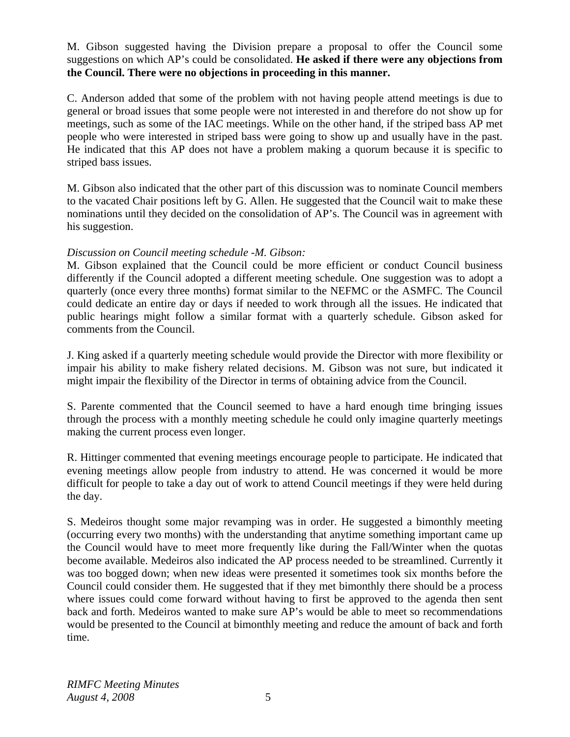M. Gibson suggested having the Division prepare a proposal to offer the Council some suggestions on which AP's could be consolidated. **He asked if there were any objections from the Council. There were no objections in proceeding in this manner.**

C. Anderson added that some of the problem with not having people attend meetings is due to general or broad issues that some people were not interested in and therefore do not show up for meetings, such as some of the IAC meetings. While on the other hand, if the striped bass AP met people who were interested in striped bass were going to show up and usually have in the past. He indicated that this AP does not have a problem making a quorum because it is specific to striped bass issues.

M. Gibson also indicated that the other part of this discussion was to nominate Council members to the vacated Chair positions left by G. Allen. He suggested that the Council wait to make these nominations until they decided on the consolidation of AP's. The Council was in agreement with his suggestion.

*Discussion on Council meeting schedule -M. Gibson:*
M. Gibson explained that the Council could be more efficient or conduct Council business differently if the Council adopted a different meeting schedule. One suggestion was to adopt a quarterly (once every three months) format similar to the NEFMC or the ASMFC. The Council could dedicate an entire day or days if needed to work through all the issues. He indicated that public hearings might follow a similar format with a quarterly schedule. Gibson asked for comments from the Council.

J. King asked if a quarterly meeting schedule would provide the Director with more flexibility or impair his ability to make fishery related decisions. M. Gibson was not sure, but indicated it might impair the flexibility of the Director in terms of obtaining advice from the Council.

S. Parente commented that the Council seemed to have a hard enough time bringing issues through the process with a monthly meeting schedule he could only imagine quarterly meetings making the current process even longer.

R. Hittinger commented that evening meetings encourage people to participate. He indicated that evening meetings allow people from industry to attend. He was concerned it would be more difficult for people to take a day out of work to attend Council meetings if they were held during the day.

S. Medeiros thought some major revamping was in order. He suggested a bimonthly meeting (occurring every two months) with the understanding that anytime something important came up the Council would have to meet more frequently like during the Fall/Winter when the quotas become available. Medeiros also indicated the AP process needed to be streamlined. Currently it was too bogged down; when new ideas were presented it sometimes took six months before the Council could consider them. He suggested that if they met bimonthly there should be a process where issues could come forward without having to first be approved to the agenda then sent back and forth. Medeiros wanted to make sure AP's would be able to meet so recommendations would be presented to the Council at bimonthly meeting and reduce the amount of back and forth time.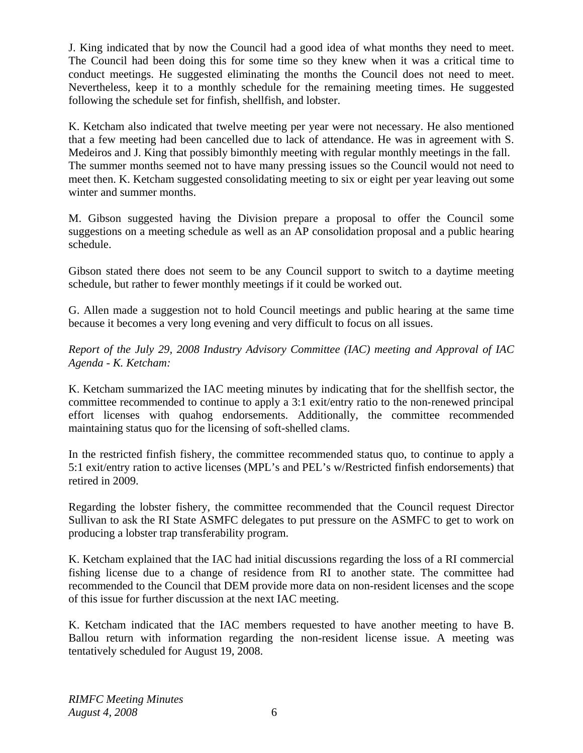J. King indicated that by now the Council had a good idea of what months they need to meet. The Council had been doing this for some time so they knew when it was a critical time to conduct meetings. He suggested eliminating the months the Council does not need to meet. Nevertheless, keep it to a monthly schedule for the remaining meeting times. He suggested following the schedule set for finfish, shellfish, and lobster.

K. Ketcham also indicated that twelve meeting per year were not necessary. He also mentioned that a few meeting had been cancelled due to lack of attendance. He was in agreement with S. Medeiros and J. King that possibly bimonthly meeting with regular monthly meetings in the fall. The summer months seemed not to have many pressing issues so the Council would not need to meet then. K. Ketcham suggested consolidating meeting to six or eight per year leaving out some winter and summer months.

M. Gibson suggested having the Division prepare a proposal to offer the Council some suggestions on a meeting schedule as well as an AP consolidation proposal and a public hearing schedule.

Gibson stated there does not seem to be any Council support to switch to a daytime meeting schedule, but rather to fewer monthly meetings if it could be worked out.

G. Allen made a suggestion not to hold Council meetings and public hearing at the same time because it becomes a very long evening and very difficult to focus on all issues.

*Report of the July 29, 2008 Industry Advisory Committee (IAC) meeting and Approval of IAC Agenda - K. Ketcham:*

K. Ketcham summarized the IAC meeting minutes by indicating that for the shellfish sector, the committee recommended to continue to apply a 3:1 exit/entry ratio to the non-renewed principal effort licenses with quahog endorsements. Additionally, the committee recommended maintaining status quo for the licensing of soft-shelled clams.

In the restricted finfish fishery, the committee recommended status quo, to continue to apply a 5:1 exit/entry ration to active licenses (MPL's and PEL's w/Restricted finfish endorsements) that retired in 2009.

Regarding the lobster fishery, the committee recommended that the Council request Director Sullivan to ask the RI State ASMFC delegates to put pressure on the ASMFC to get to work on producing a lobster trap transferability program.

K. Ketcham explained that the IAC had initial discussions regarding the loss of a RI commercial fishing license due to a change of residence from RI to another state. The committee had recommended to the Council that DEM provide more data on non-resident licenses and the scope of this issue for further discussion at the next IAC meeting.

K. Ketcham indicated that the IAC members requested to have another meeting to have B. Ballou return with information regarding the non-resident license issue. A meeting was tentatively scheduled for August 19, 2008.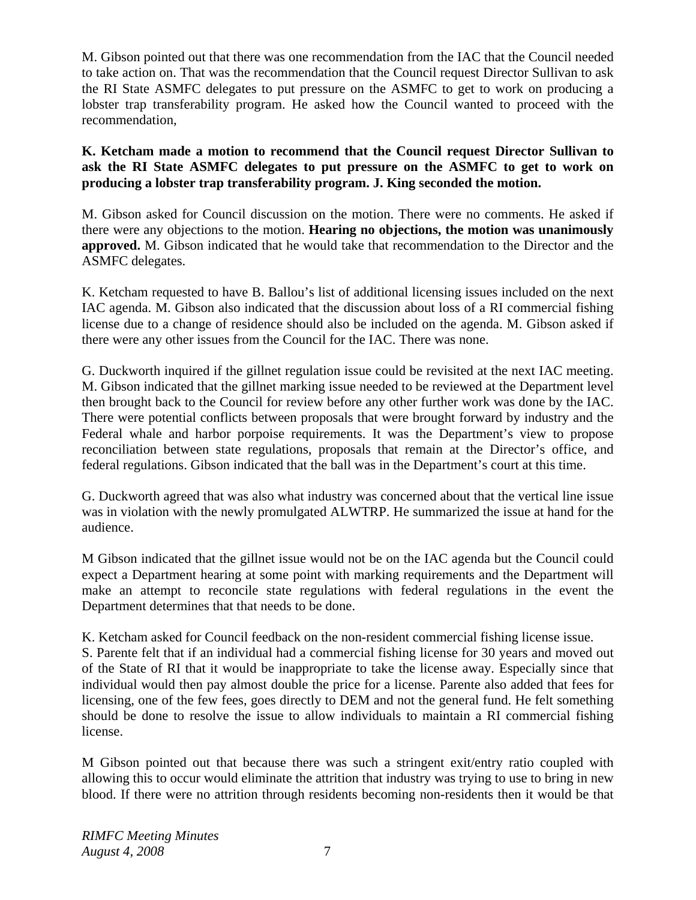M. Gibson pointed out that there was one recommendation from the IAC that the Council needed to take action on. That was the recommendation that the Council request Director Sullivan to ask the RI State ASMFC delegates to put pressure on the ASMFC to get to work on producing a lobster trap transferability program. He asked how the Council wanted to proceed with the recommendation,

**K. Ketcham made a motion to recommend that the Council request Director Sullivan to ask the RI State ASMFC delegates to put pressure on the ASMFC to get to work on producing a lobster trap transferability program. J. King seconded the motion.**

M. Gibson asked for Council discussion on the motion. There were no comments. He asked if there were any objections to the motion. **Hearing no objections, the motion was unanimously approved.** M. Gibson indicated that he would take that recommendation to the Director and the ASMFC delegates.

K. Ketcham requested to have B. Ballou's list of additional licensing issues included on the next IAC agenda. M. Gibson also indicated that the discussion about loss of a RI commercial fishing license due to a change of residence should also be included on the agenda. M. Gibson asked if there were any other issues from the Council for the IAC. There was none.

G. Duckworth inquired if the gillnet regulation issue could be revisited at the next IAC meeting. M. Gibson indicated that the gillnet marking issue needed to be reviewed at the Department level then brought back to the Council for review before any other further work was done by the IAC. There were potential conflicts between proposals that were brought forward by industry and the Federal whale and harbor porpoise requirements. It was the Department's view to propose reconciliation between state regulations, proposals that remain at the Director's office, and federal regulations. Gibson indicated that the ball was in the Department's court at this time.

G. Duckworth agreed that was also what industry was concerned about that the vertical line issue was in violation with the newly promulgated ALWTRP. He summarized the issue at hand for the audience.

M Gibson indicated that the gillnet issue would not be on the IAC agenda but the Council could expect a Department hearing at some point with marking requirements and the Department will make an attempt to reconcile state regulations with federal regulations in the event the Department determines that that needs to be done.

K. Ketcham asked for Council feedback on the non-resident commercial fishing license issue.
S. Parente felt that if an individual had a commercial fishing license for 30 years and moved out of the State of RI that it would be inappropriate to take the license away. Especially since that individual would then pay almost double the price for a license. Parente also added that fees for licensing, one of the few fees, goes directly to DEM and not the general fund. He felt something should be done to resolve the issue to allow individuals to maintain a RI commercial fishing license.

M Gibson pointed out that because there was such a stringent exit/entry ratio coupled with allowing this to occur would eliminate the attrition that industry was trying to use to bring in new blood. If there were no attrition through residents becoming non-residents then it would be that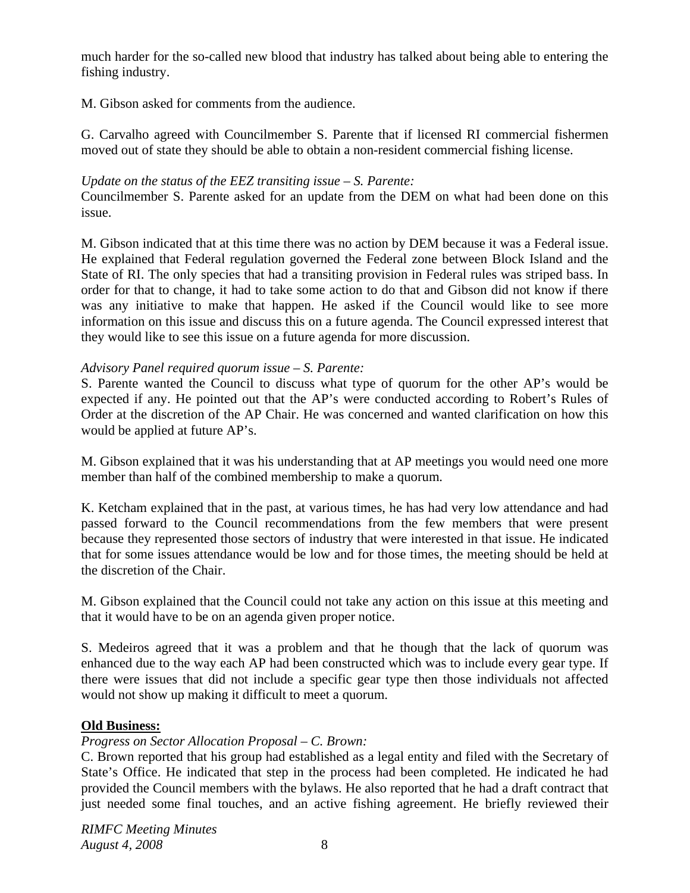much harder for the so-called new blood that industry has talked about being able to entering the fishing industry.

M. Gibson asked for comments from the audience.

G. Carvalho agreed with Councilmember S. Parente that if licensed RI commercial fishermen moved out of state they should be able to obtain a non-resident commercial fishing license.

*Update on the status of the EEZ transiting issue – S. Parente:*
Councilmember S. Parente asked for an update from the DEM on what had been done on this issue.

M. Gibson indicated that at this time there was no action by DEM because it was a Federal issue. He explained that Federal regulation governed the Federal zone between Block Island and the State of RI. The only species that had a transiting provision in Federal rules was striped bass. In order for that to change, it had to take some action to do that and Gibson did not know if there was any initiative to make that happen. He asked if the Council would like to see more information on this issue and discuss this on a future agenda. The Council expressed interest that they would like to see this issue on a future agenda for more discussion.

*Advisory Panel required quorum issue – S. Parente:*
S. Parente wanted the Council to discuss what type of quorum for the other AP's would be expected if any. He pointed out that the AP's were conducted according to Robert's Rules of Order at the discretion of the AP Chair. He was concerned and wanted clarification on how this would be applied at future AP's.

M. Gibson explained that it was his understanding that at AP meetings you would need one more member than half of the combined membership to make a quorum.

K. Ketcham explained that in the past, at various times, he has had very low attendance and had passed forward to the Council recommendations from the few members that were present because they represented those sectors of industry that were interested in that issue. He indicated that for some issues attendance would be low and for those times, the meeting should be held at the discretion of the Chair.

M. Gibson explained that the Council could not take any action on this issue at this meeting and that it would have to be on an agenda given proper notice.

S. Medeiros agreed that it was a problem and that he though that the lack of quorum was enhanced due to the way each AP had been constructed which was to include every gear type. If there were issues that did not include a specific gear type then those individuals not affected would not show up making it difficult to meet a quorum.

**Old Business:**

*Progress on Sector Allocation Proposal – C. Brown:*
C. Brown reported that his group had established as a legal entity and filed with the Secretary of State's Office. He indicated that step in the process had been completed. He indicated he had provided the Council members with the bylaws. He also reported that he had a draft contract that just needed some final touches, and an active fishing agreement. He briefly reviewed their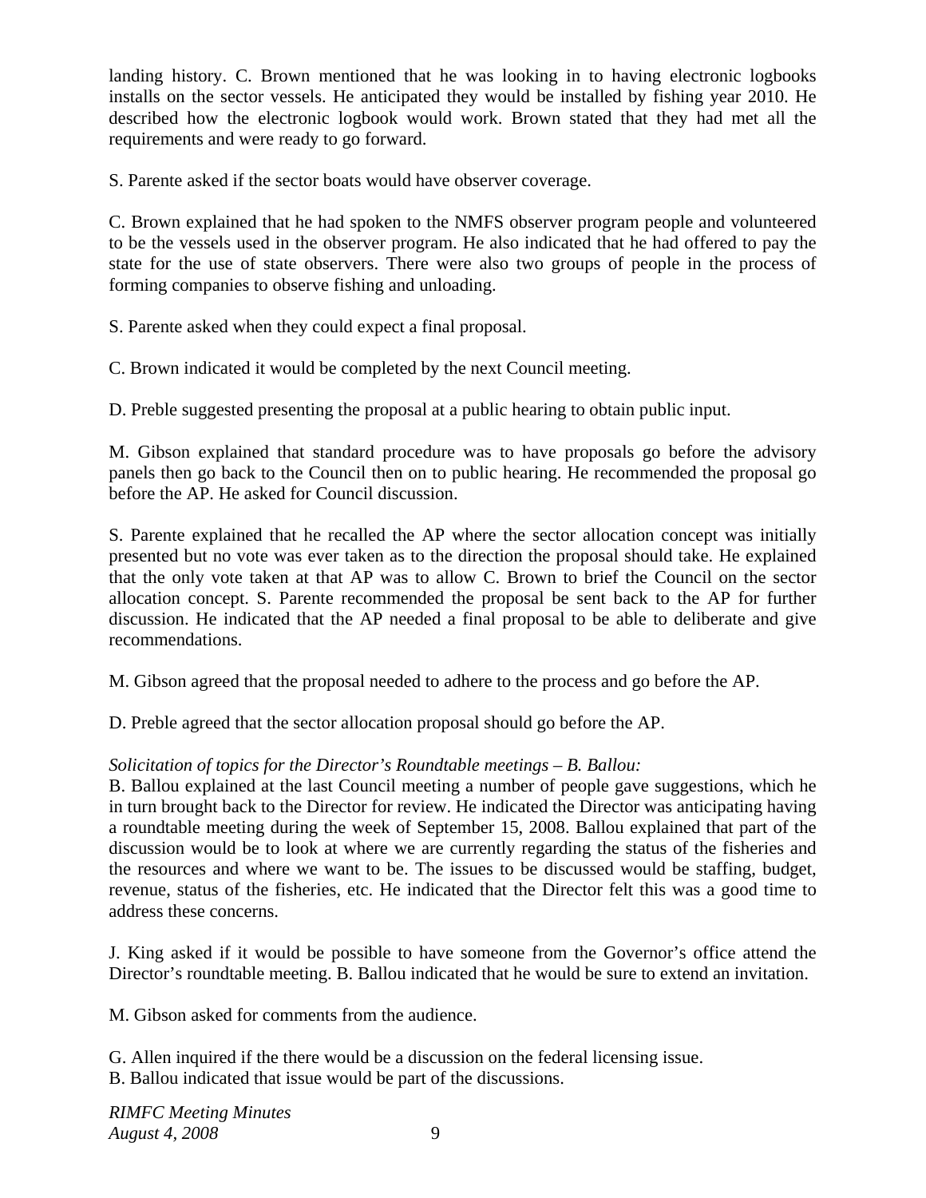landing history. C. Brown mentioned that he was looking in to having electronic logbooks installs on the sector vessels. He anticipated they would be installed by fishing year 2010. He described how the electronic logbook would work. Brown stated that they had met all the requirements and were ready to go forward.

S. Parente asked if the sector boats would have observer coverage.

C. Brown explained that he had spoken to the NMFS observer program people and volunteered to be the vessels used in the observer program. He also indicated that he had offered to pay the state for the use of state observers. There were also two groups of people in the process of forming companies to observe fishing and unloading.

S. Parente asked when they could expect a final proposal.

C. Brown indicated it would be completed by the next Council meeting.

D. Preble suggested presenting the proposal at a public hearing to obtain public input.

M. Gibson explained that standard procedure was to have proposals go before the advisory panels then go back to the Council then on to public hearing. He recommended the proposal go before the AP. He asked for Council discussion.

S. Parente explained that he recalled the AP where the sector allocation concept was initially presented but no vote was ever taken as to the direction the proposal should take. He explained that the only vote taken at that AP was to allow C. Brown to brief the Council on the sector allocation concept. S. Parente recommended the proposal be sent back to the AP for further discussion. He indicated that the AP needed a final proposal to be able to deliberate and give recommendations.

M. Gibson agreed that the proposal needed to adhere to the process and go before the AP.

D. Preble agreed that the sector allocation proposal should go before the AP.

*Solicitation of topics for the Director's Roundtable meetings – B. Ballou:*
B. Ballou explained at the last Council meeting a number of people gave suggestions, which he in turn brought back to the Director for review. He indicated the Director was anticipating having a roundtable meeting during the week of September 15, 2008. Ballou explained that part of the discussion would be to look at where we are currently regarding the status of the fisheries and the resources and where we want to be. The issues to be discussed would be staffing, budget, revenue, status of the fisheries, etc. He indicated that the Director felt this was a good time to address these concerns.

J. King asked if it would be possible to have someone from the Governor's office attend the Director's roundtable meeting. B. Ballou indicated that he would be sure to extend an invitation.

M. Gibson asked for comments from the audience.

G. Allen inquired if the there would be a discussion on the federal licensing issue.
B. Ballou indicated that issue would be part of the discussions.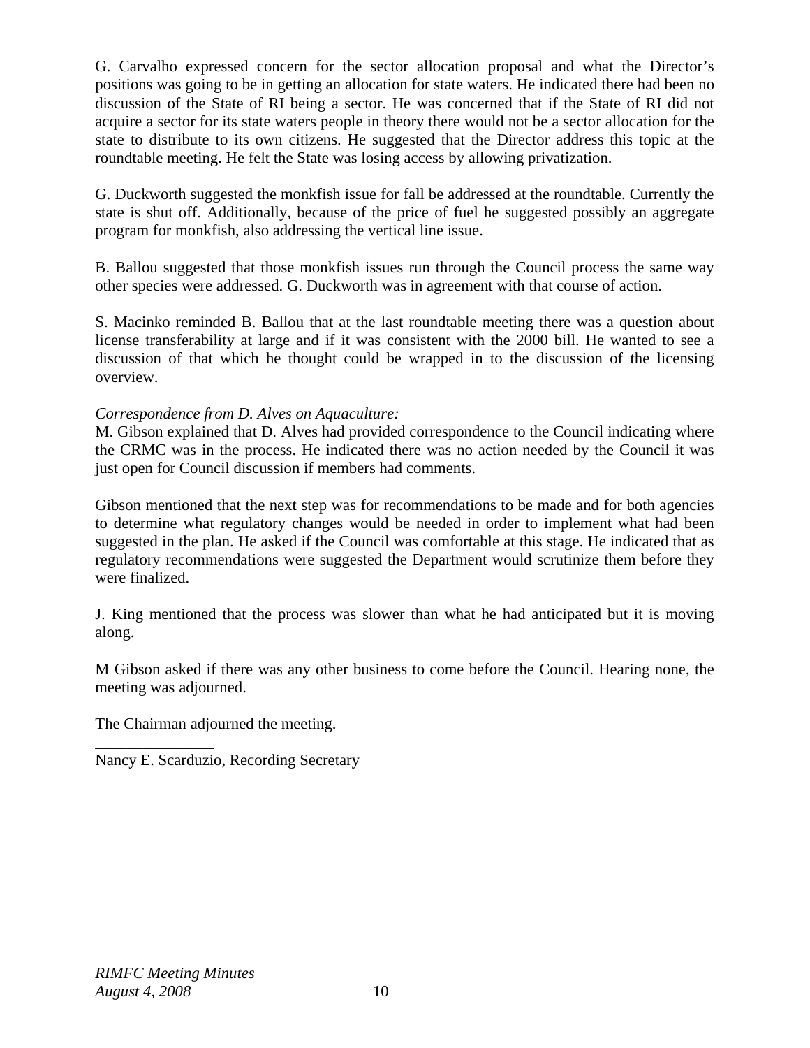G. Carvalho expressed concern for the sector allocation proposal and what the Director's positions was going to be in getting an allocation for state waters. He indicated there had been no discussion of the State of RI being a sector. He was concerned that if the State of RI did not acquire a sector for its state waters people in theory there would not be a sector allocation for the state to distribute to its own citizens. He suggested that the Director address this topic at the roundtable meeting. He felt the State was losing access by allowing privatization.

G. Duckworth suggested the monkfish issue for fall be addressed at the roundtable. Currently the state is shut off. Additionally, because of the price of fuel he suggested possibly an aggregate program for monkfish, also addressing the vertical line issue.

B. Ballou suggested that those monkfish issues run through the Council process the same way other species were addressed. G. Duckworth was in agreement with that course of action.

S. Macinko reminded B. Ballou that at the last roundtable meeting there was a question about license transferability at large and if it was consistent with the 2000 bill. He wanted to see a discussion of that which he thought could be wrapped in to the discussion of the licensing overview.

*Correspondence from D. Alves on Aquaculture:*
M. Gibson explained that D. Alves had provided correspondence to the Council indicating where the CRMC was in the process. He indicated there was no action needed by the Council it was just open for Council discussion if members had comments.

Gibson mentioned that the next step was for recommendations to be made and for both agencies to determine what regulatory changes would be needed in order to implement what had been suggested in the plan. He asked if the Council was comfortable at this stage. He indicated that as regulatory recommendations were suggested the Department would scrutinize them before they were finalized.

J. King mentioned that the process was slower than what he had anticipated but it is moving along.

M Gibson asked if there was any other business to come before the Council. Hearing none, the meeting was adjourned.

The Chairman adjourned the meeting.

\_\_\_\_\_\_\_\_\_\_\_\_\_\_\_
Nancy E. Scarduzio, Recording Secretary